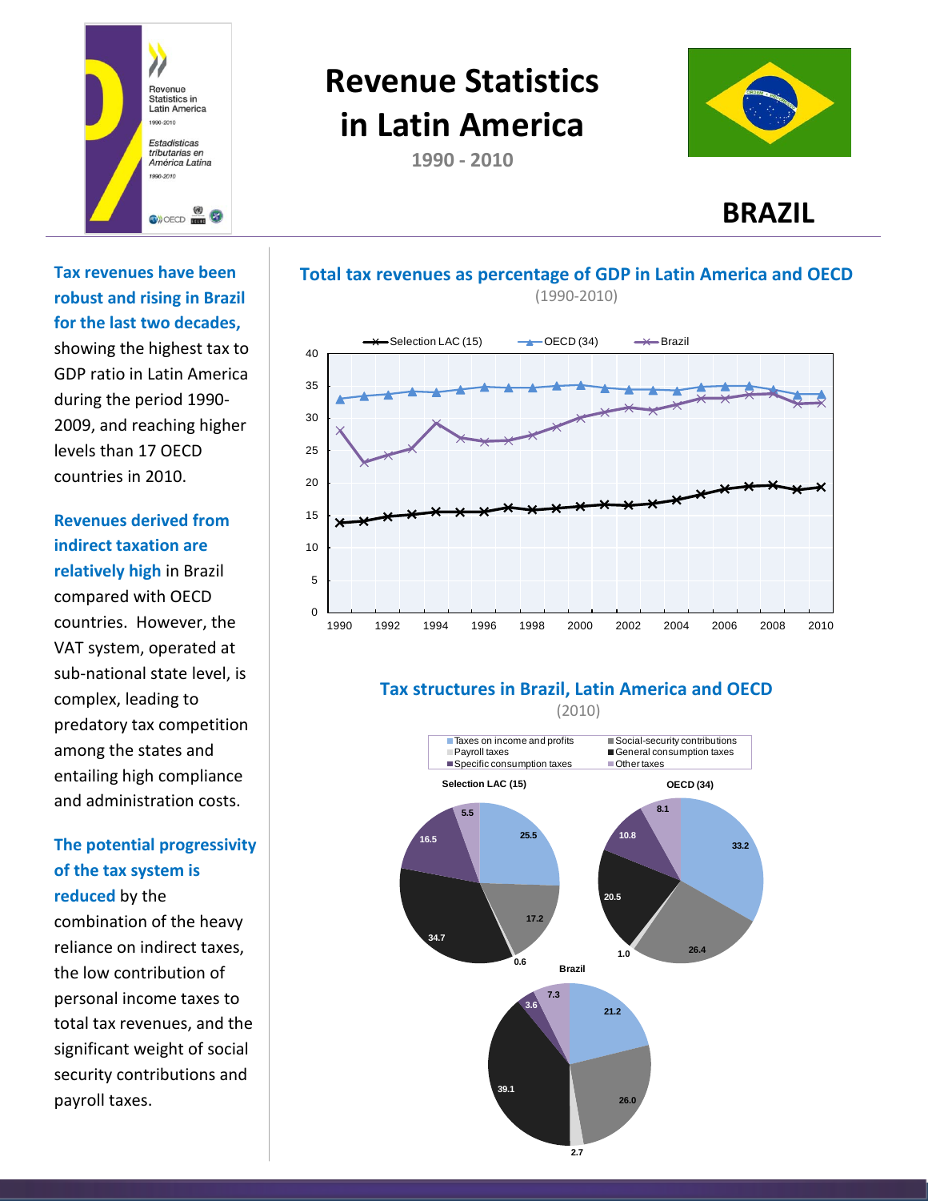# Revenue Statistics in Latin America

**1990 - 2010**

## BRAZIL

**Tax revenues have been robust and rising in Brazil for the last two decades,** showing the highest tax to GDP ratio in Latin America during the period 1990-2009, and reaching higher levels than 17 OECD countries in 2010.

**Revenues derived from indirect taxation are relatively high** in Brazil compared with OECD countries. However, the VAT system, operated at sub-national state level, is complex, leading to predatory tax competition among the states and entailing high compliance and administration costs.

**The potential progressivity of the tax system is reduced** by the combination of the heavy reliance on indirect taxes, the low contribution of personal income taxes to total tax revenues, and the significant weight of social security contributions and payroll taxes.

### Total tax revenues as percentage of GDP in Latin America and OECD

(1990-2010)

Legend: Selection LAC (15), OECD (34), Brazil

### Tax structures in Brazil, Latin America and OECD

(2010)

Legend: Taxes on income and profits; Social-security contributions; Payroll taxes; General consumption taxes; Specific consumption taxes; Other taxes

| | Selection LAC (15) | OECD (34) | Brazil |
|---|---|---|---|
| Taxes on income and profits | 25.5 | 33.2 | 21.2 |
| Social-security contributions | 17.2 | 26.4 | 26.0 |
| Payroll taxes | 0.6 | 1.0 | 2.7 |
| General consumption taxes | 34.7 | 20.5 | 39.1 |
| Specific consumption taxes | 16.5 | 10.8 | 3.6 |
| Other taxes | 5.5 | 8.1 | 7.3 |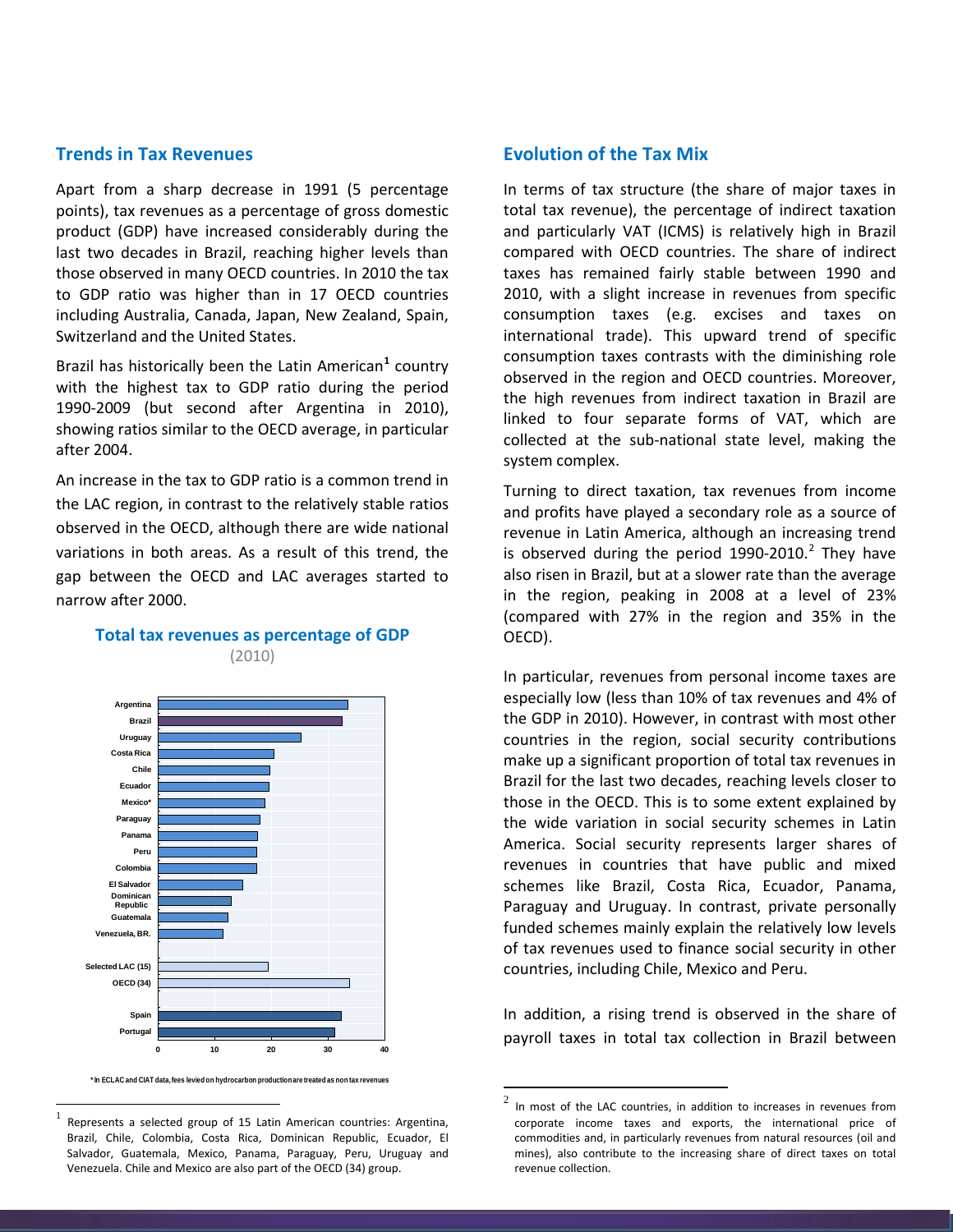## Trends in Tax Revenues

Apart from a sharp decrease in 1991 (5 percentage points), tax revenues as a percentage of gross domestic product (GDP) have increased considerably during the last two decades in Brazil, reaching higher levels than those observed in many OECD countries. In 2010 the tax to GDP ratio was higher than in 17 OECD countries including Australia, Canada, Japan, New Zealand, Spain, Switzerland and the United States.

Brazil has historically been the Latin American[1] country with the highest tax to GDP ratio during the period 1990-2009 (but second after Argentina in 2010), showing ratios similar to the OECD average, in particular after 2004.

An increase in the tax to GDP ratio is a common trend in the LAC region, in contrast to the relatively stable ratios observed in the OECD, although there are wide national variations in both areas. As a result of this trend, the gap between the OECD and LAC averages started to narrow after 2000.

**Total tax revenues as percentage of GDP**

(2010)

Argentina, Brazil, Uruguay, Costa Rica, Chile, Ecuador, Mexico*, Paraguay, Panama, Peru, Colombia, El Salvador, Dominican Republic, Guatemala, Venezuela, BR., Selected LAC (15), OECD (34), Spain, Portugal

0 10 20 30 40

*In ECLAC and CIAT data, fees levied on hydrocarbon production are treated as non tax revenues

## Evolution of the Tax Mix

In terms of tax structure (the share of major taxes in total tax revenue), the percentage of indirect taxation and particularly VAT (ICMS) is relatively high in Brazil compared with OECD countries. The share of indirect taxes has remained fairly stable between 1990 and 2010, with a slight increase in revenues from specific consumption taxes (e.g. excises and taxes on international trade). This upward trend of specific consumption taxes contrasts with the diminishing role observed in the region and OECD countries. Moreover, the high revenues from indirect taxation in Brazil are linked to four separate forms of VAT, which are collected at the sub-national state level, making the system complex.

Turning to direct taxation, tax revenues from income and profits have played a secondary role as a source of revenue in Latin America, although an increasing trend is observed during the period 1990-2010.[2] They have also risen in Brazil, but at a slower rate than the average in the region, peaking in 2008 at a level of 23% (compared with 27% in the region and 35% in the OECD).

In particular, revenues from personal income taxes are especially low (less than 10% of tax revenues and 4% of the GDP in 2010). However, in contrast with most other countries in the region, social security contributions make up a significant proportion of total tax revenues in Brazil for the last two decades, reaching levels closer to those in the OECD. This is to some extent explained by the wide variation in social security schemes in Latin America. Social security represents larger shares of revenues in countries that have public and mixed schemes like Brazil, Costa Rica, Ecuador, Panama, Paraguay and Uruguay. In contrast, private personally funded schemes mainly explain the relatively low levels of tax revenues used to finance social security in other countries, including Chile, Mexico and Peru.

In addition, a rising trend is observed in the share of payroll taxes in total tax collection in Brazil between

---

[1] Represents a selected group of 15 Latin American countries: Argentina, Brazil, Chile, Colombia, Costa Rica, Dominican Republic, Ecuador, El Salvador, Guatemala, Mexico, Panama, Paraguay, Peru, Uruguay and Venezuela. Chile and Mexico are also part of the OECD (34) group.

[2] In most of the LAC countries, in addition to increases in revenues from corporate income taxes and exports, the international price of commodities and, in particularly revenues from natural resources (oil and mines), also contribute to the increasing share of direct taxes on total revenue collection.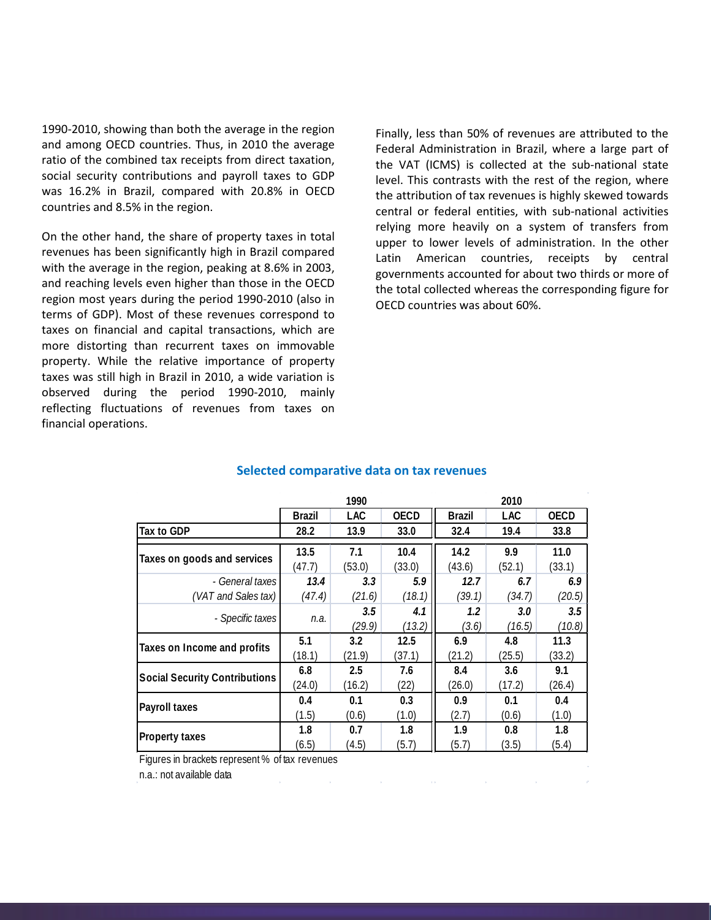1990-2010, showing than both the average in the region and among OECD countries. Thus, in 2010 the average ratio of the combined tax receipts from direct taxation, social security contributions and payroll taxes to GDP was 16.2% in Brazil, compared with 20.8% in OECD countries and 8.5% in the region.

On the other hand, the share of property taxes in total revenues has been significantly high in Brazil compared with the average in the region, peaking at 8.6% in 2003, and reaching levels even higher than those in the OECD region most years during the period 1990-2010 (also in terms of GDP). Most of these revenues correspond to taxes on financial and capital transactions, which are more distorting than recurrent taxes on immovable property. While the relative importance of property taxes was still high in Brazil in 2010, a wide variation is observed during the period 1990-2010, mainly reflecting fluctuations of revenues from taxes on financial operations.

Finally, less than 50% of revenues are attributed to the Federal Administration in Brazil, where a large part of the VAT (ICMS) is collected at the sub-national state level. This contrasts with the rest of the region, where the attribution of tax revenues is highly skewed towards central or federal entities, with sub-national activities relying more heavily on a system of transfers from upper to lower levels of administration. In the other Latin American countries, receipts by central governments accounted for about two thirds or more of the total collected whereas the corresponding figure for OECD countries was about 60%.

## Selected comparative data on tax revenues

| | 1990 | | | 2010 | | |
|---|---|---|---|---|---|---|
| | **Brazil** | **LAC** | **OECD** | **Brazil** | **LAC** | **OECD** |
| **Tax to GDP** | **28.2** | **13.9** | **33.0** | **32.4** | **19.4** | **33.8** |
| **Taxes on goods and services** | **13.5** (47.7) | **7.1** (53.0) | **10.4** (33.0) | **14.2** (43.6) | **9.9** (52.1) | **11.0** (33.1) |
| *- General taxes (VAT and Sales tax)* | ***13.4*** *(47.4)* | ***3.3*** *(21.6)* | ***5.9*** *(18.1)* | ***12.7*** *(39.1)* | ***6.7*** *(34.7)* | ***6.9*** *(20.5)* |
| *- Specific taxes* | *n.a.* | ***3.5*** *(29.9)* | ***4.1*** *(13.2)* | ***1.2*** *(3.6)* | ***3.0*** *(16.5)* | ***3.5*** *(10.8)* |
| **Taxes on Income and profits** | **5.1** (18.1) | **3.2** (21.9) | **12.5** (37.1) | **6.9** (21.2) | **4.8** (25.5) | **11.3** (33.2) |
| **Social Security Contributions** | **6.8** (24.0) | **2.5** (16.2) | **7.6** (22) | **8.4** (26.0) | **3.6** (17.2) | **9.1** (26.4) |
| **Payroll taxes** | **0.4** (1.5) | **0.1** (0.6) | **0.3** (1.0) | **0.9** (2.7) | **0.1** (0.6) | **0.4** (1.0) |
| **Property taxes** | **1.8** (6.5) | **0.7** (4.5) | **1.8** (5.7) | **1.9** (5.7) | **0.8** (3.5) | **1.8** (5.4) |

Figures in brackets represent % of tax revenues

n.a.: not available data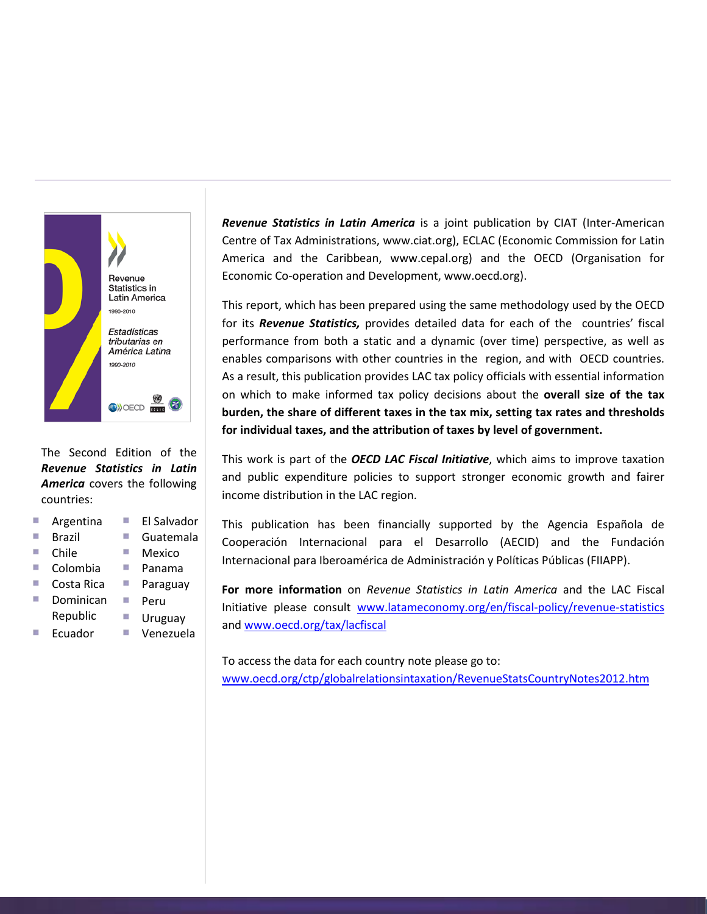The Second Edition of the ***Revenue Statistics in Latin America*** covers the following countries:

- Argentina
- Brazil
- Chile
- Colombia
- Costa Rica
- Dominican Republic
- Ecuador
- El Salvador
- Guatemala
- Mexico
- Panama
- Paraguay
- Peru
- Uruguay
- Venezuela

***Revenue Statistics in Latin America*** is a joint publication by CIAT (Inter-American Centre of Tax Administrations, www.ciat.org), ECLAC (Economic Commission for Latin America and the Caribbean, www.cepal.org) and the OECD (Organisation for Economic Co-operation and Development, www.oecd.org).

This report, which has been prepared using the same methodology used by the OECD for its ***Revenue Statistics,*** provides detailed data for each of the countries' fiscal performance from both a static and a dynamic (over time) perspective, as well as enables comparisons with other countries in the region, and with OECD countries. As a result, this publication provides LAC tax policy officials with essential information on which to make informed tax policy decisions about the **overall size of the tax burden, the share of different taxes in the tax mix, setting tax rates and thresholds for individual taxes, and the attribution of taxes by level of government.**

This work is part of the ***OECD LAC Fiscal Initiative***, which aims to improve taxation and public expenditure policies to support stronger economic growth and fairer income distribution in the LAC region.

This publication has been financially supported by the Agencia Española de Cooperación Internacional para el Desarrollo (AECID) and the Fundación Internacional para Iberoamérica de Administración y Políticas Públicas (FIIAPP).

**For more information** on *Revenue Statistics in Latin America* and the LAC Fiscal Initiative please consult www.latameconomy.org/en/fiscal-policy/revenue-statistics and www.oecd.org/tax/lacfiscal

To access the data for each country note please go to:
www.oecd.org/ctp/globalrelationsintaxation/RevenueStatsCountryNotes2012.htm